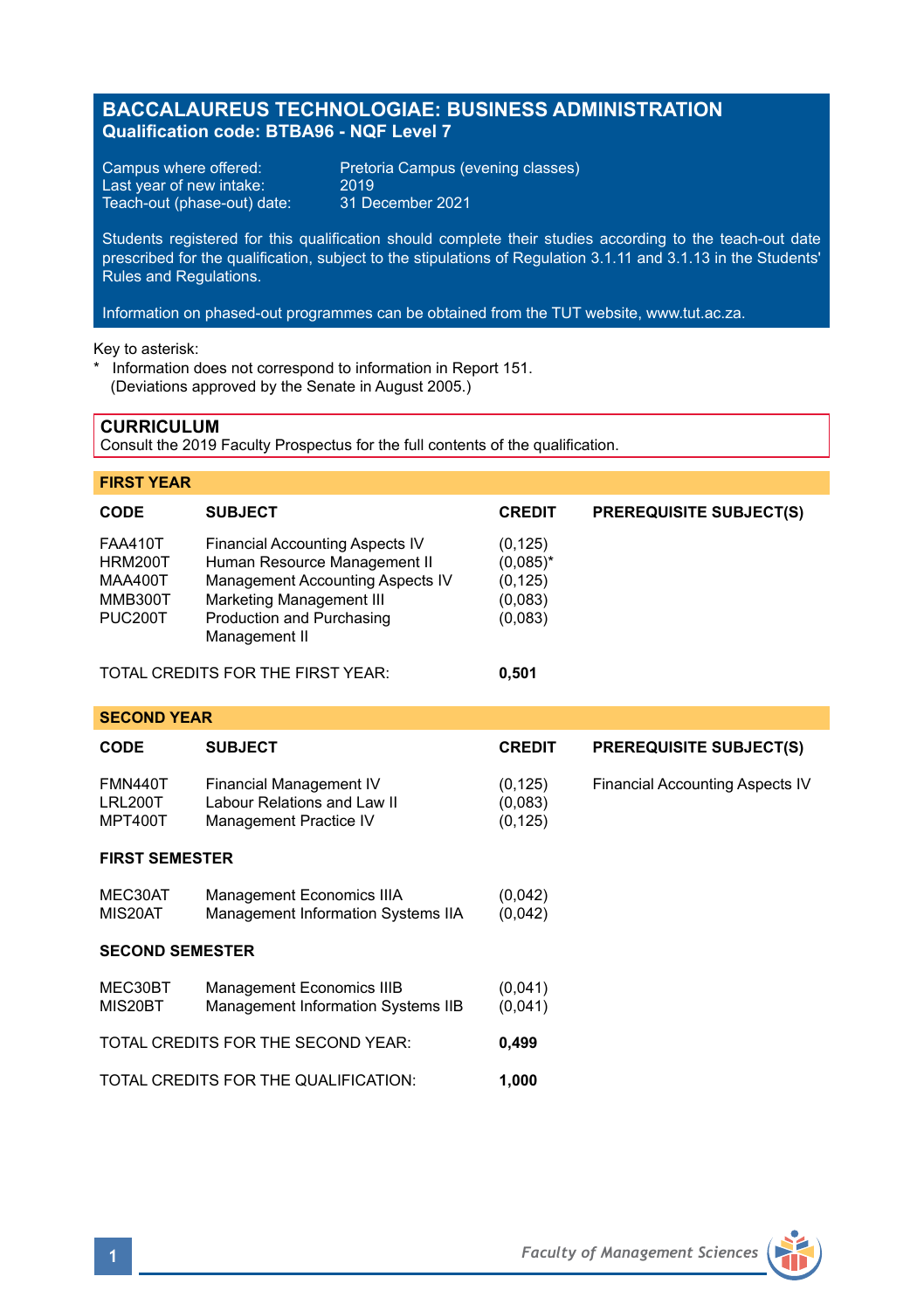# BACCALAUREUS TECHNOLOGIAE: BUSINESS ADMINISTRATION

**Qualification code: BTBA96 - NQF Level 7**

Campus where offered: Pretoria Campus (evening classes)
Last year of new intake: 2019
Teach-out (phase-out) date: 31 December 2021

Students registered for this qualification should complete their studies according to the teach-out date prescribed for the qualification, subject to the stipulations of Regulation 3.1.11 and 3.1.13 in the Students' Rules and Regulations.

Information on phased-out programmes can be obtained from the TUT website, www.tut.ac.za.

Key to asterisk:
* Information does not correspond to information in Report 151. (Deviations approved by the Senate in August 2005.)

## CURRICULUM

Consult the 2019 Faculty Prospectus for the full contents of the qualification.

### FIRST YEAR

| CODE | SUBJECT | CREDIT | PREREQUISITE SUBJECT(S) |
|---|---|---|---|
| FAA410T | Financial Accounting Aspects IV | (0,125) | |
| HRM200T | Human Resource Management II | (0,085)* | |
| MAA400T | Management Accounting Aspects IV | (0,125) | |
| MMB300T | Marketing Management III | (0,083) | |
| PUC200T | Production and Purchasing Management II | (0,083) | |
| | TOTAL CREDITS FOR THE FIRST YEAR: | **0,501** | |

### SECOND YEAR

| CODE | SUBJECT | CREDIT | PREREQUISITE SUBJECT(S) |
|---|---|---|---|
| FMN440T | Financial Management IV | (0,125) | Financial Accounting Aspects IV |
| LRL200T | Labour Relations and Law II | (0,083) | |
| MPT400T | Management Practice IV | (0,125) | |
| **FIRST SEMESTER** | | | |
| MEC30AT | Management Economics IIIA | (0,042) | |
| MIS20AT | Management Information Systems IIA | (0,042) | |
| **SECOND SEMESTER** | | | |
| MEC30BT | Management Economics IIIB | (0,041) | |
| MIS20BT | Management Information Systems IIB | (0,041) | |
| | TOTAL CREDITS FOR THE SECOND YEAR: | **0,499** | |
| | TOTAL CREDITS FOR THE QUALIFICATION: | **1,000** | |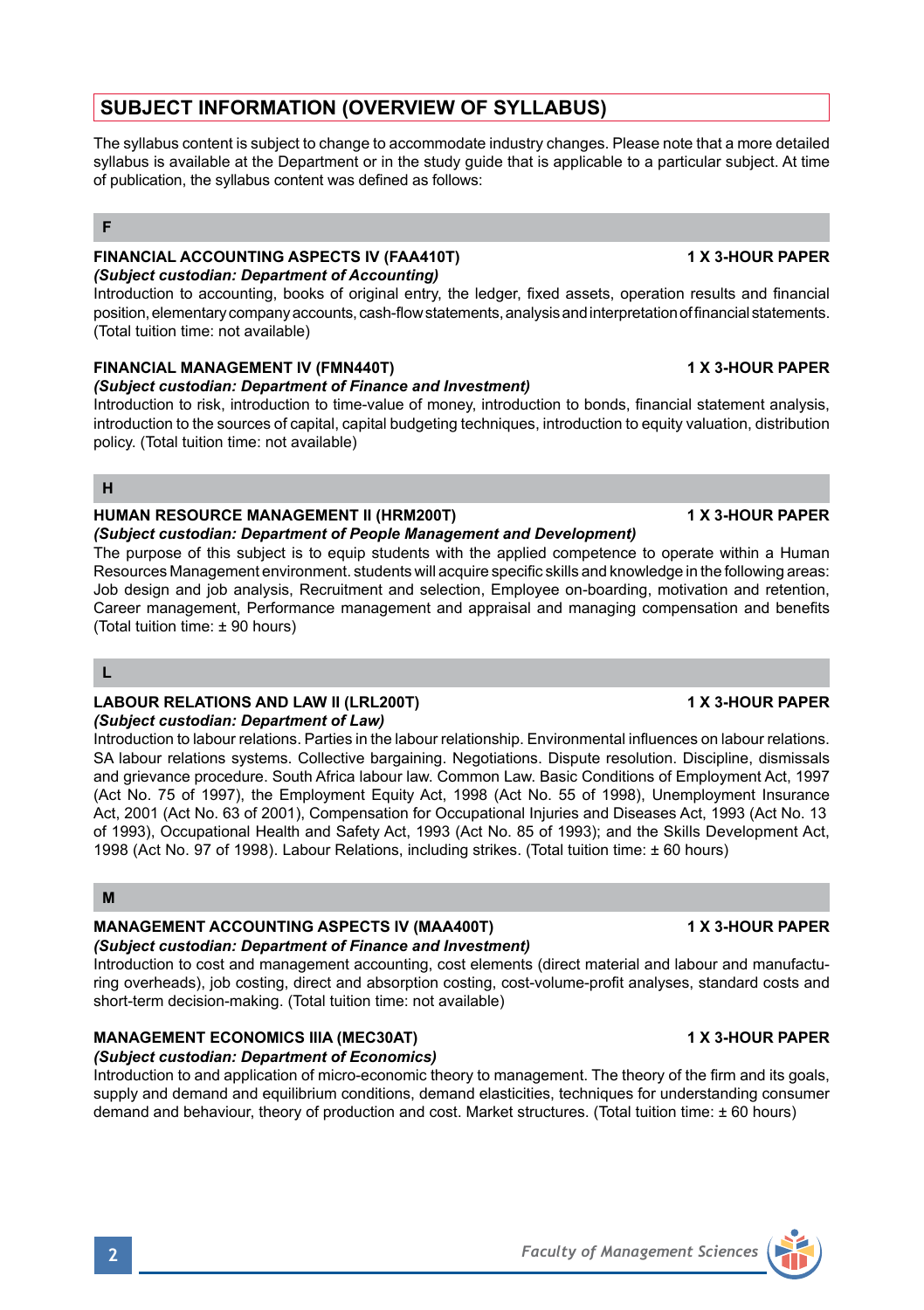## SUBJECT INFORMATION (OVERVIEW OF SYLLABUS)

The syllabus content is subject to change to accommodate industry changes. Please note that a more detailed syllabus is available at the Department or in the study guide that is applicable to a particular subject. At time of publication, the syllabus content was defined as follows:

### F

**FINANCIAL ACCOUNTING ASPECTS IV (FAA410T)** **1 X 3-HOUR PAPER**
***(Subject custodian: Department of Accounting)***
Introduction to accounting, books of original entry, the ledger, fixed assets, operation results and financial position, elementary company accounts, cash-flow statements, analysis and interpretation of financial statements. (Total tuition time: not available)

**FINANCIAL MANAGEMENT IV (FMN440T)** **1 X 3-HOUR PAPER**
***(Subject custodian: Department of Finance and Investment)***
Introduction to risk, introduction to time-value of money, introduction to bonds, financial statement analysis, introduction to the sources of capital, capital budgeting techniques, introduction to equity valuation, distribution policy. (Total tuition time: not available)

### H

**HUMAN RESOURCE MANAGEMENT II (HRM200T)** **1 X 3-HOUR PAPER**
***(Subject custodian: Department of People Management and Development)***
The purpose of this subject is to equip students with the applied competence to operate within a Human Resources Management environment. students will acquire specific skills and knowledge in the following areas: Job design and job analysis, Recruitment and selection, Employee on-boarding, motivation and retention, Career management, Performance management and appraisal and managing compensation and benefits (Total tuition time: ± 90 hours)

### L

**LABOUR RELATIONS AND LAW II (LRL200T)** **1 X 3-HOUR PAPER**
***(Subject custodian: Department of Law)***
Introduction to labour relations. Parties in the labour relationship. Environmental influences on labour relations. SA labour relations systems. Collective bargaining. Negotiations. Dispute resolution. Discipline, dismissals and grievance procedure. South Africa labour law. Common Law. Basic Conditions of Employment Act, 1997 (Act No. 75 of 1997), the Employment Equity Act, 1998 (Act No. 55 of 1998), Unemployment Insurance Act, 2001 (Act No. 63 of 2001), Compensation for Occupational Injuries and Diseases Act, 1993 (Act No. 13 of 1993), Occupational Health and Safety Act, 1993 (Act No. 85 of 1993); and the Skills Development Act, 1998 (Act No. 97 of 1998). Labour Relations, including strikes. (Total tuition time: ± 60 hours)

### M

**MANAGEMENT ACCOUNTING ASPECTS IV (MAA400T)** **1 X 3-HOUR PAPER**
***(Subject custodian: Department of Finance and Investment)***
Introduction to cost and management accounting, cost elements (direct material and labour and manufacturing overheads), job costing, direct and absorption costing, cost-volume-profit analyses, standard costs and short-term decision-making. (Total tuition time: not available)

**MANAGEMENT ECONOMICS IIIA (MEC30AT)** **1 X 3-HOUR PAPER**
***(Subject custodian: Department of Economics)***
Introduction to and application of micro-economic theory to management. The theory of the firm and its goals, supply and demand and equilibrium conditions, demand elasticities, techniques for understanding consumer demand and behaviour, theory of production and cost. Market structures. (Total tuition time: ± 60 hours)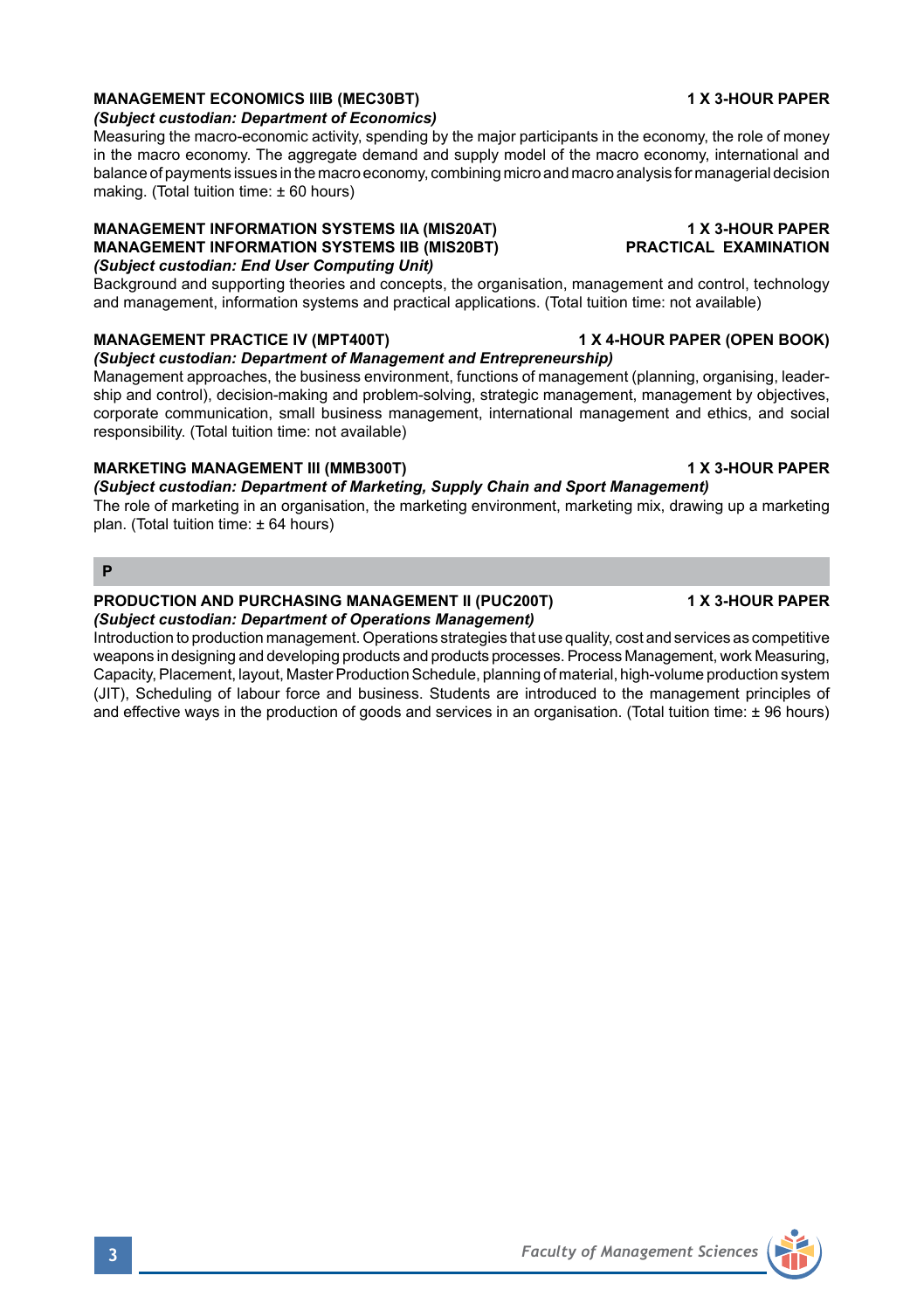**MANAGEMENT ECONOMICS IIIB (MEC30BT)** **1 X 3-HOUR PAPER**
***(Subject custodian: Department of Economics)***
Measuring the macro-economic activity, spending by the major participants in the economy, the role of money in the macro economy. The aggregate demand and supply model of the macro economy, international and balance of payments issues in the macro economy, combining micro and macro analysis for managerial decision making. (Total tuition time: ± 60 hours)

**MANAGEMENT INFORMATION SYSTEMS IIA (MIS20AT)** **1 X 3-HOUR PAPER**
**MANAGEMENT INFORMATION SYSTEMS IIB (MIS20BT)** **PRACTICAL EXAMINATION**
***(Subject custodian: End User Computing Unit)***
Background and supporting theories and concepts, the organisation, management and control, technology and management, information systems and practical applications. (Total tuition time: not available)

**MANAGEMENT PRACTICE IV (MPT400T)** **1 X 4-HOUR PAPER (OPEN BOOK)**
***(Subject custodian: Department of Management and Entrepreneurship)***
Management approaches, the business environment, functions of management (planning, organising, leadership and control), decision-making and problem-solving, strategic management, management by objectives, corporate communication, small business management, international management and ethics, and social responsibility. (Total tuition time: not available)

**MARKETING MANAGEMENT III (MMB300T)** **1 X 3-HOUR PAPER**
***(Subject custodian: Department of Marketing, Supply Chain and Sport Management)***
The role of marketing in an organisation, the marketing environment, marketing mix, drawing up a marketing plan. (Total tuition time: ± 64 hours)

## P

**PRODUCTION AND PURCHASING MANAGEMENT II (PUC200T)** **1 X 3-HOUR PAPER**
***(Subject custodian: Department of Operations Management)***
Introduction to production management. Operations strategies that use quality, cost and services as competitive weapons in designing and developing products and products processes. Process Management, work Measuring, Capacity, Placement, layout, Master Production Schedule, planning of material, high-volume production system (JIT), Scheduling of labour force and business. Students are introduced to the management principles of and effective ways in the production of goods and services in an organisation. (Total tuition time: ± 96 hours)